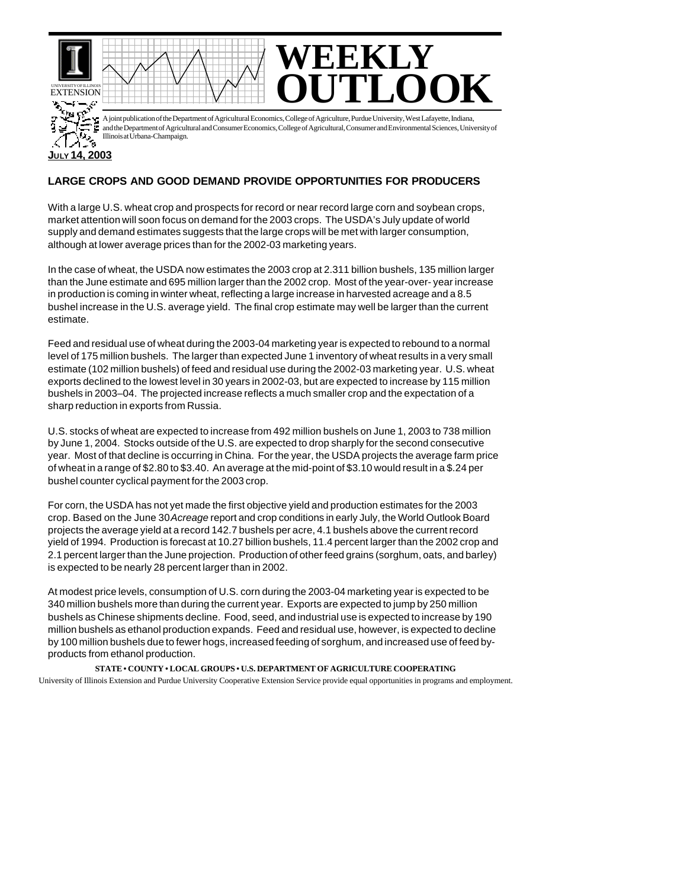UNIVERSITY OF ILLINOIS EXTENSION

# WEEKLY OUTLOOK

A joint publication of the Department of Agricultural Economics, College of Agriculture, Purdue University, West Lafayette, Indiana, and the Department of Agricultural and Consumer Economics, College of Agricultural, Consumer and Environmental Sciences, University of Illinois at Urbana-Champaign.

**JULY 14, 2003**

## LARGE CROPS AND GOOD DEMAND PROVIDE OPPORTUNITIES FOR PRODUCERS

With a large U.S. wheat crop and prospects for record or near record large corn and soybean crops, market attention will soon focus on demand for the 2003 crops. The USDA's July update of world supply and demand estimates suggests that the large crops will be met with larger consumption, although at lower average prices than for the 2002-03 marketing years.

In the case of wheat, the USDA now estimates the 2003 crop at 2.311 billion bushels, 135 million larger than the June estimate and 695 million larger than the 2002 crop. Most of the year-over- year increase in production is coming in winter wheat, reflecting a large increase in harvested acreage and a 8.5 bushel increase in the U.S. average yield. The final crop estimate may well be larger than the current estimate.

Feed and residual use of wheat during the 2003-04 marketing year is expected to rebound to a normal level of 175 million bushels. The larger than expected June 1 inventory of wheat results in a very small estimate (102 million bushels) of feed and residual use during the 2002-03 marketing year. U.S. wheat exports declined to the lowest level in 30 years in 2002-03, but are expected to increase by 115 million bushels in 2003–04. The projected increase reflects a much smaller crop and the expectation of a sharp reduction in exports from Russia.

U.S. stocks of wheat are expected to increase from 492 million bushels on June 1, 2003 to 738 million by June 1, 2004. Stocks outside of the U.S. are expected to drop sharply for the second consecutive year. Most of that decline is occurring in China. For the year, the USDA projects the average farm price of wheat in a range of $2.80 to $3.40. An average at the mid-point of $3.10 would result in a $.24 per bushel counter cyclical payment for the 2003 crop.

For corn, the USDA has not yet made the first objective yield and production estimates for the 2003 crop. Based on the June 30 *Acreage* report and crop conditions in early July, the World Outlook Board projects the average yield at a record 142.7 bushels per acre, 4.1 bushels above the current record yield of 1994. Production is forecast at 10.27 billion bushels, 11.4 percent larger than the 2002 crop and 2.1 percent larger than the June projection. Production of other feed grains (sorghum, oats, and barley) is expected to be nearly 28 percent larger than in 2002.

At modest price levels, consumption of U.S. corn during the 2003-04 marketing year is expected to be 340 million bushels more than during the current year. Exports are expected to jump by 250 million bushels as Chinese shipments decline. Food, seed, and industrial use is expected to increase by 190 million bushels as ethanol production expands. Feed and residual use, however, is expected to decline by 100 million bushels due to fewer hogs, increased feeding of sorghum, and increased use of feed by-products from ethanol production.

**STATE • COUNTY • LOCAL GROUPS • U.S. DEPARTMENT OF AGRICULTURE COOPERATING**

University of Illinois Extension and Purdue University Cooperative Extension Service provide equal opportunities in programs and employment.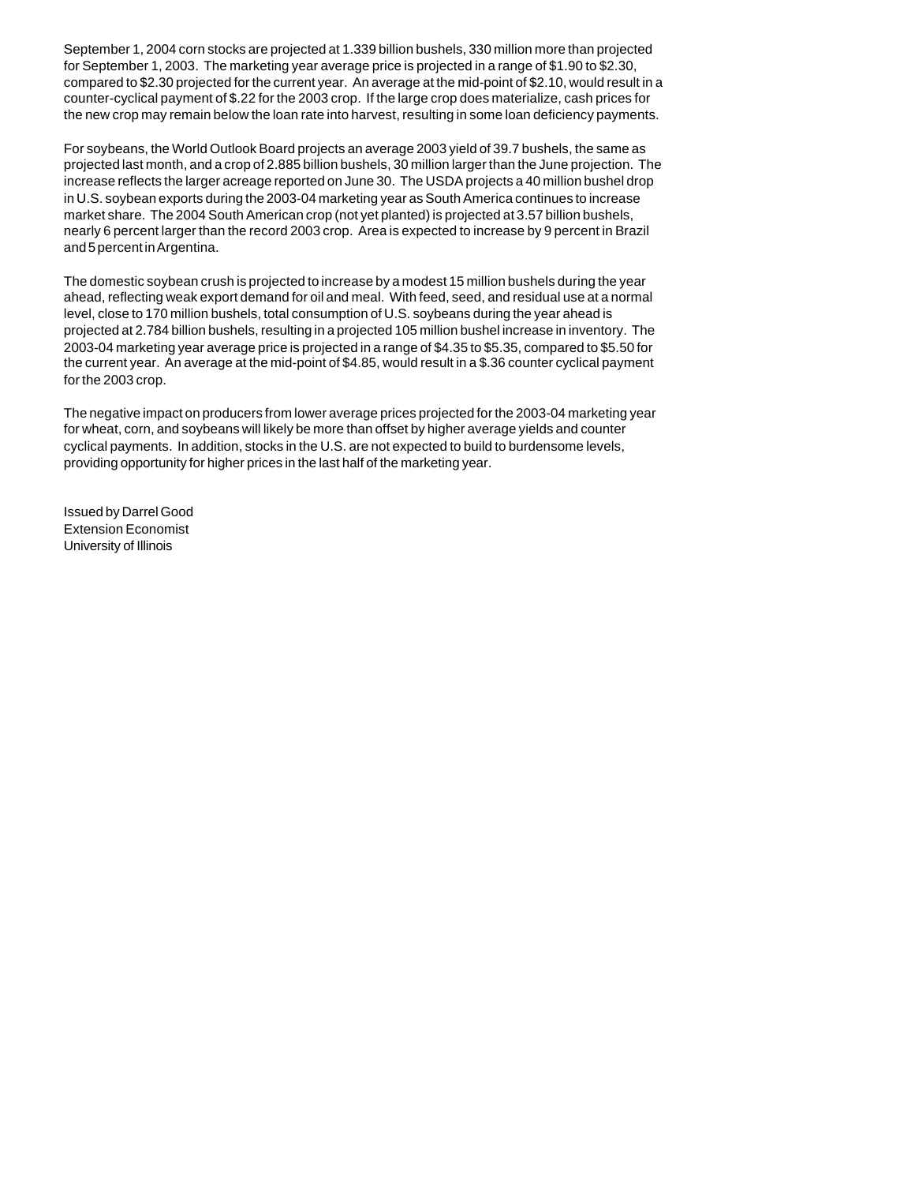September 1, 2004 corn stocks are projected at 1.339 billion bushels, 330 million more than projected for September 1, 2003. The marketing year average price is projected in a range of $1.90 to $2.30, compared to $2.30 projected for the current year. An average at the mid-point of $2.10, would result in a counter-cyclical payment of $.22 for the 2003 crop. If the large crop does materialize, cash prices for the new crop may remain below the loan rate into harvest, resulting in some loan deficiency payments.

For soybeans, the World Outlook Board projects an average 2003 yield of 39.7 bushels, the same as projected last month, and a crop of 2.885 billion bushels, 30 million larger than the June projection. The increase reflects the larger acreage reported on June 30. The USDA projects a 40 million bushel drop in U.S. soybean exports during the 2003-04 marketing year as South America continues to increase market share. The 2004 South American crop (not yet planted) is projected at 3.57 billion bushels, nearly 6 percent larger than the record 2003 crop. Area is expected to increase by 9 percent in Brazil and 5 percent in Argentina.

The domestic soybean crush is projected to increase by a modest 15 million bushels during the year ahead, reflecting weak export demand for oil and meal. With feed, seed, and residual use at a normal level, close to 170 million bushels, total consumption of U.S. soybeans during the year ahead is projected at 2.784 billion bushels, resulting in a projected 105 million bushel increase in inventory. The 2003-04 marketing year average price is projected in a range of $4.35 to $5.35, compared to $5.50 for the current year. An average at the mid-point of $4.85, would result in a $.36 counter cyclical payment for the 2003 crop.

The negative impact on producers from lower average prices projected for the 2003-04 marketing year for wheat, corn, and soybeans will likely be more than offset by higher average yields and counter cyclical payments. In addition, stocks in the U.S. are not expected to build to burdensome levels, providing opportunity for higher prices in the last half of the marketing year.

Issued by Darrel Good
Extension Economist
University of Illinois